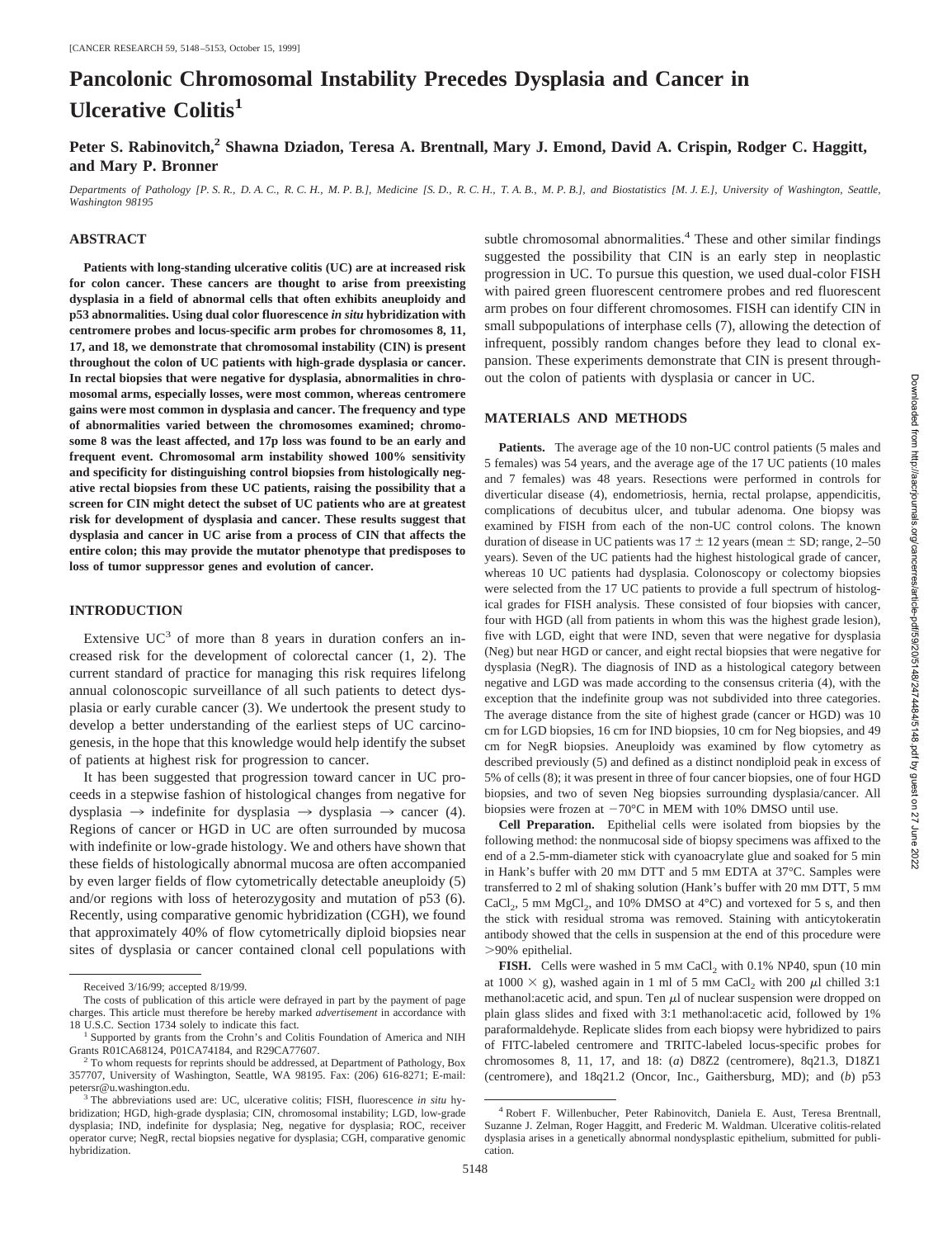# Pancolonic Chromosomal Instability Precedes Dysplasia and Cancer in Ulcerative Colitis[1]

**Peter S. Rabinovitch,[2] Shawna Dziadon, Teresa A. Brentnall, Mary J. Emond, David A. Crispin, Rodger C. Haggitt, and Mary P. Bronner**

*Departments of Pathology [P. S. R., D. A. C., R. C. H., M. P. B.], Medicine [S. D., R. C. H., T. A. B., M. P. B.], and Biostatistics [M. J. E.], University of Washington, Seattle, Washington 98195*

## ABSTRACT

**Patients with long-standing ulcerative colitis (UC) are at increased risk for colon cancer. These cancers are thought to arise from preexisting dysplasia in a field of abnormal cells that often exhibits aneuploidy and p53 abnormalities. Using dual color fluorescence *in situ* hybridization with centromere probes and locus-specific arm probes for chromosomes 8, 11, 17, and 18, we demonstrate that chromosomal instability (CIN) is present throughout the colon of UC patients with high-grade dysplasia or cancer. In rectal biopsies that were negative for dysplasia, abnormalities in chromosomal arms, especially losses, were most common, whereas centromere gains were most common in dysplasia and cancer. The frequency and type of abnormalities varied between the chromosomes examined; chromosome 8 was the least affected, and 17p loss was found to be an early and frequent event. Chromosomal arm instability showed 100% sensitivity and specificity for distinguishing control biopsies from histologically negative rectal biopsies from these UC patients, raising the possibility that a screen for CIN might detect the subset of UC patients who are at greatest risk for development of dysplasia and cancer. These results suggest that dysplasia and cancer in UC arise from a process of CIN that affects the entire colon; this may provide the mutator phenotype that predisposes to loss of tumor suppressor genes and evolution of cancer.**

## INTRODUCTION

Extensive UC[3] of more than 8 years in duration confers an increased risk for the development of colorectal cancer (1, 2). The current standard of practice for managing this risk requires lifelong annual colonoscopic surveillance of all such patients to detect dysplasia or early curable cancer (3). We undertook the present study to develop a better understanding of the earliest steps of UC carcinogenesis, in the hope that this knowledge would help identify the subset of patients at highest risk for progression to cancer.

It has been suggested that progression toward cancer in UC proceeds in a stepwise fashion of histological changes from negative for dysplasia → indefinite for dysplasia → dysplasia → cancer (4). Regions of cancer or HGD in UC are often surrounded by mucosa with indefinite or low-grade histology. We and others have shown that these fields of histologically abnormal mucosa are often accompanied by even larger fields of flow cytometrically detectable aneuploidy (5) and/or regions with loss of heterozygosity and mutation of p53 (6). Recently, using comparative genomic hybridization (CGH), we found that approximately 40% of flow cytometrically diploid biopsies near sites of dysplasia or cancer contained clonal cell populations with subtle chromosomal abnormalities.[4] These and other similar findings suggested the possibility that CIN is an early step in neoplastic progression in UC. To pursue this question, we used dual-color FISH with paired green fluorescent centromere probes and red fluorescent arm probes on four different chromosomes. FISH can identify CIN in small subpopulations of interphase cells (7), allowing the detection of infrequent, possibly random changes before they lead to clonal expansion. These experiments demonstrate that CIN is present throughout the colon of patients with dysplasia or cancer in UC.

## MATERIALS AND METHODS

**Patients.** The average age of the 10 non-UC control patients (5 males and 5 females) was 54 years, and the average age of the 17 UC patients (10 males and 7 females) was 48 years. Resections were performed in controls for diverticular disease (4), endometriosis, hernia, rectal prolapse, appendicitis, complications of decubitus ulcer, and tubular adenoma. One biopsy was examined by FISH from each of the non-UC control colons. The known duration of disease in UC patients was 17 ± 12 years (mean ± SD; range, 2–50 years). Seven of the UC patients had the highest histological grade of cancer, whereas 10 UC patients had dysplasia. Colonoscopy or colectomy biopsies were selected from the 17 UC patients to provide a full spectrum of histological grades for FISH analysis. These consisted of four biopsies with cancer, four with HGD (all from patients in whom this was the highest grade lesion), five with LGD, eight that were IND, seven that were negative for dysplasia (Neg) but near HGD or cancer, and eight rectal biopsies that were negative for dysplasia (NegR). The diagnosis of IND as a histological category between negative and LGD was made according to the consensus criteria (4), with the exception that the indefinite group was not subdivided into three categories. The average distance from the site of highest grade (cancer or HGD) was 10 cm for LGD biopsies, 16 cm for IND biopsies, 10 cm for Neg biopsies, and 49 cm for NegR biopsies. Aneuploidy was examined by flow cytometry as described previously (5) and defined as a distinct nondiploid peak in excess of 5% of cells (8); it was present in three of four cancer biopsies, one of four HGD biopsies, and two of seven Neg biopsies surrounding dysplasia/cancer. All biopsies were frozen at −70°C in MEM with 10% DMSO until use.

**Cell Preparation.** Epithelial cells were isolated from biopsies by the following method: the nonmucosal side of biopsy specimens was affixed to the end of a 2.5-mm-diameter stick with cyanoacrylate glue and soaked for 5 min in Hank's buffer with 20 mM DTT and 5 mM EDTA at 37°C. Samples were transferred to 2 ml of shaking solution (Hank's buffer with 20 mM DTT, 5 mM $CaCl_2$, 5 mM $MgCl_2$, and 10% DMSO at 4°C) and vortexed for 5 s, and then the stick with residual stroma was removed. Staining with anticytokeratin antibody showed that the cells in suspension at the end of this procedure were >90% epithelial.

**FISH.** Cells were washed in 5 mM $CaCl_2$ with 0.1% NP40, spun (10 min at 1000 × g), washed again in 1 ml of 5 mM $CaCl_2$ with 200 μl chilled 3:1 methanol:acetic acid, and spun. Ten μl of nuclear suspension were dropped on plain glass slides and fixed with 3:1 methanol:acetic acid, followed by 1% paraformaldehyde. Replicate slides from each biopsy were hybridized to pairs of FITC-labeled centromere and TRITC-labeled locus-specific probes for chromosomes 8, 11, 17, and 18: (*a*) D8Z2 (centromere), 8q21.3, D18Z1 (centromere), and 18q21.2 (Oncor, Inc., Gaithersburg, MD); and (*b*) p53

---

Received 3/16/99; accepted 8/19/99.

The costs of publication of this article were defrayed in part by the payment of page charges. This article must therefore be hereby marked *advertisement* in accordance with 18 U.S.C. Section 1734 solely to indicate this fact.

[1] Supported by grants from the Crohn's and Colitis Foundation of America and NIH Grants R01CA68124, P01CA74184, and R29CA77607.

[2] To whom requests for reprints should be addressed, at Department of Pathology, Box 357707, University of Washington, Seattle, WA 98195. Fax: (206) 616-8271; E-mail: petersr@u.washington.edu.

[3] The abbreviations used are: UC, ulcerative colitis; FISH, fluorescence *in situ* hybridization; HGD, high-grade dysplasia; CIN, chromosomal instability; LGD, low-grade dysplasia; IND, indefinite for dysplasia; Neg, negative for dysplasia; ROC, receiver operator curve; NegR, rectal biopsies negative for dysplasia; CGH, comparative genomic hybridization.

[4] Robert F. Willenbucher, Peter Rabinovitch, Daniela E. Aust, Teresa Brentnall, Suzanne J. Zelman, Roger Haggitt, and Frederic M. Waldman. Ulcerative colitis-related dysplasia arises in a genetically abnormal nondysplastic epithelium, submitted for publication.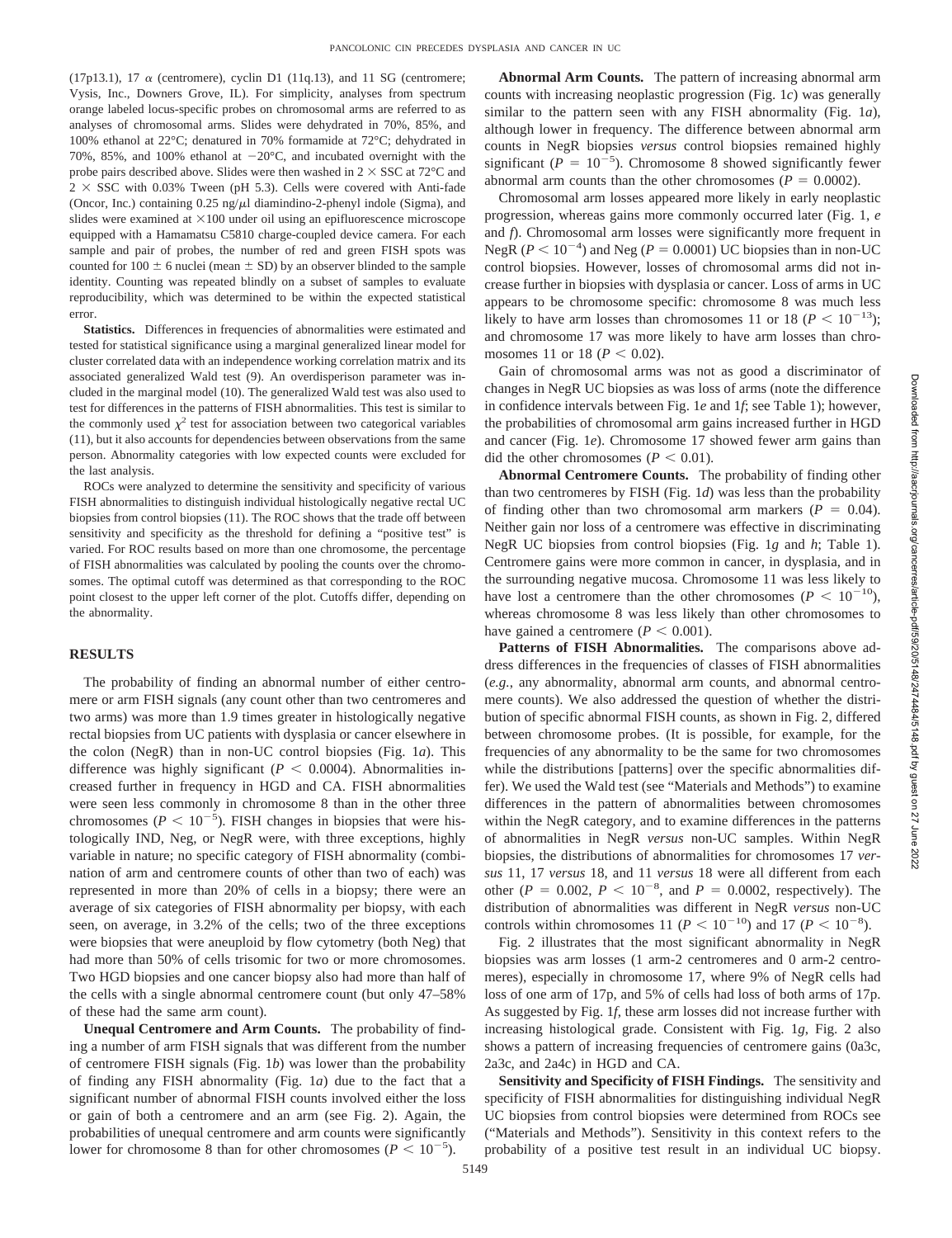(17p13.1), 17 α (centromere), cyclin D1 (11q.13), and 11 SG (centromere; Vysis, Inc., Downers Grove, IL). For simplicity, analyses from spectrum orange labeled locus-specific probes on chromosomal arms are referred to as analyses of chromosomal arms. Slides were dehydrated in 70%, 85%, and 100% ethanol at 22°C; denatured in 70% formamide at 72°C; dehydrated in 70%, 85%, and 100% ethanol at −20°C, and incubated overnight with the probe pairs described above. Slides were then washed in 2 × SSC at 72°C and 2 × SSC with 0.03% Tween (pH 5.3). Cells were covered with Anti-fade (Oncor, Inc.) containing 0.25 ng/μl diamindino-2-phenyl indole (Sigma), and slides were examined at ×100 under oil using an epifluorescence microscope equipped with a Hamamatsu C5810 charge-coupled device camera. For each sample and pair of probes, the number of red and green FISH spots was counted for 100 ± 6 nuclei (mean ± SD) by an observer blinded to the sample identity. Counting was repeated blindly on a subset of samples to evaluate reproducibility, which was determined to be within the expected statistical error.

**Statistics.** Differences in frequencies of abnormalities were estimated and tested for statistical significance using a marginal generalized linear model for cluster correlated data with an independence working correlation matrix and its associated generalized Wald test (9). An overdispersion parameter was included in the marginal model (10). The generalized Wald test was also used to test for differences in the patterns of FISH abnormalities. This test is similar to the commonly used $\chi^2$ test for association between two categorical variables (11), but it also accounts for dependencies between observations from the same person. Abnormality categories with low expected counts were excluded for the last analysis.

ROCs were analyzed to determine the sensitivity and specificity of various FISH abnormalities to distinguish individual histologically negative rectal UC biopsies from control biopsies (11). The ROC shows that the trade off between sensitivity and specificity as the threshold for defining a "positive test" is varied. For ROC results based on more than one chromosome, the percentage of FISH abnormalities was calculated by pooling the counts over the chromosomes. The optimal cutoff was determined as that corresponding to the ROC point closest to the upper left corner of the plot. Cutoffs differ, depending on the abnormality.

## RESULTS

The probability of finding an abnormal number of either centromere or arm FISH signals (any count other than two centromeres and two arms) was more than 1.9 times greater in histologically negative rectal biopsies from UC patients with dysplasia or cancer elsewhere in the colon (NegR) than in non-UC control biopsies (Fig. 1*a*). This difference was highly significant ($P < 0.0004$). Abnormalities increased further in frequency in HGD and CA. FISH abnormalities were seen less commonly in chromosome 8 than in the other three chromosomes ($P < 10^{-5}$). FISH changes in biopsies that were histologically IND, Neg, or NegR were, with three exceptions, highly variable in nature; no specific category of FISH abnormality (combination of arm and centromere counts of other than two of each) was represented in more than 20% of cells in a biopsy; there were an average of six categories of FISH abnormality per biopsy, with each seen, on average, in 3.2% of the cells; two of the three exceptions were biopsies that were aneuploid by flow cytometry (both Neg) that had more than 50% of cells trisomic for two or more chromosomes. Two HGD biopsies and one cancer biopsy also had more than half of the cells with a single abnormal centromere count (but only 47–58% of these had the same arm count).

**Unequal Centromere and Arm Counts.** The probability of finding a number of arm FISH signals that was different from the number of centromere FISH signals (Fig. 1*b*) was lower than the probability of finding any FISH abnormality (Fig. 1*a*) due to the fact that a significant number of abnormal FISH counts involved either the loss or gain of both a centromere and an arm (see Fig. 2). Again, the probabilities of unequal centromere and arm counts were significantly lower for chromosome 8 than for other chromosomes ($P < 10^{-5}$).

**Abnormal Arm Counts.** The pattern of increasing abnormal arm counts with increasing neoplastic progression (Fig. 1*c*) was generally similar to the pattern seen with any FISH abnormality (Fig. 1*a*), although lower in frequency. The difference between abnormal arm counts in NegR biopsies *versus* control biopsies remained highly significant ($P = 10^{-5}$). Chromosome 8 showed significantly fewer abnormal arm counts than the other chromosomes ($P = 0.0002$).

Chromosomal arm losses appeared more likely in early neoplastic progression, whereas gains more commonly occurred later (Fig. 1, *e* and *f*). Chromosomal arm losses were significantly more frequent in NegR ($P < 10^{-4}$) and Neg ($P = 0.0001$) UC biopsies than in non-UC control biopsies. However, losses of chromosomal arms did not increase further in biopsies with dysplasia or cancer. Loss of arms in UC appears to be chromosome specific: chromosome 8 was much less likely to have arm losses than chromosomes 11 or 18 ($P < 10^{-13}$); and chromosome 17 was more likely to have arm losses than chromosomes 11 or 18 ($P < 0.02$).

Gain of chromosomal arms was not as good a discriminator of changes in NegR UC biopsies as was loss of arms (note the difference in confidence intervals between Fig. 1*e* and 1*f*; see Table 1); however, the probabilities of chromosomal arm gains increased further in HGD and cancer (Fig. 1*e*). Chromosome 17 showed fewer arm gains than did the other chromosomes ($P < 0.01$).

**Abnormal Centromere Counts.** The probability of finding other than two centromeres by FISH (Fig. 1*d*) was less than the probability of finding other than two chromosomal arm markers ($P = 0.04$). Neither gain nor loss of a centromere was effective in discriminating NegR UC biopsies from control biopsies (Fig. 1*g* and *h*; Table 1). Centromere gains were more common in cancer, in dysplasia, and in the surrounding negative mucosa. Chromosome 11 was less likely to have lost a centromere than the other chromosomes ($P < 10^{-10}$), whereas chromosome 8 was less likely than other chromosomes to have gained a centromere ($P < 0.001$).

**Patterns of FISH Abnormalities.** The comparisons above address differences in the frequencies of classes of FISH abnormalities (*e.g.*, any abnormality, abnormal arm counts, and abnormal centromere counts). We also addressed the question of whether the distribution of specific abnormal FISH counts, as shown in Fig. 2, differed between chromosome probes. (It is possible, for example, for the frequencies of any abnormality to be the same for two chromosomes while the distributions [patterns] over the specific abnormalities differ). We used the Wald test (see "Materials and Methods") to examine differences in the pattern of abnormalities between chromosomes within the NegR category, and to examine differences in the patterns of abnormalities in NegR *versus* non-UC samples. Within NegR biopsies, the distributions of abnormalities for chromosomes 17 *versus* 11, 17 *versus* 18, and 11 *versus* 18 were all different from each other ($P = 0.002$, $P < 10^{-8}$, and $P = 0.0002$, respectively). The distribution of abnormalities was different in NegR *versus* non-UC controls within chromosomes 11 ($P < 10^{-10}$) and 17 ($P < 10^{-8}$).

Fig. 2 illustrates that the most significant abnormality in NegR biopsies was arm losses (1 arm-2 centromeres and 0 arm-2 centromeres), especially in chromosome 17, where 9% of NegR cells had loss of one arm of 17p, and 5% of cells had loss of both arms of 17p. As suggested by Fig. 1*f*, these arm losses did not increase further with increasing histological grade. Consistent with Fig. 1*g*, Fig. 2 also shows a pattern of increasing frequencies of centromere gains (0a3c, 2a3c, and 2a4c) in HGD and CA.

**Sensitivity and Specificity of FISH Findings.** The sensitivity and specificity of FISH abnormalities for distinguishing individual NegR UC biopsies from control biopsies were determined from ROCs see ("Materials and Methods"). Sensitivity in this context refers to the probability of a positive test result in an individual UC biopsy.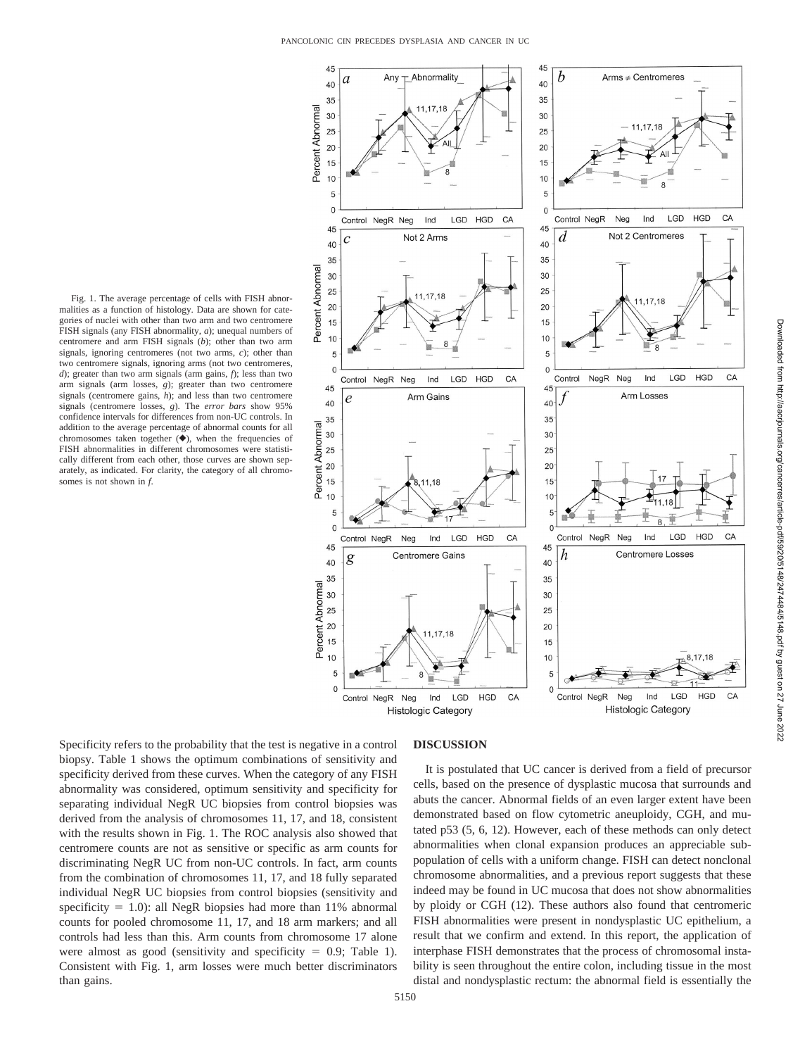Fig. 1. The average percentage of cells with FISH abnormalities as a function of histology. Data are shown for categories of nuclei with other than two arm and two centromere FISH signals (any FISH abnormality, *a*); unequal numbers of centromere and arm FISH signals (*b*); other than two arm signals, ignoring centromeres (not two arms, *c*); other than two centromere signals, ignoring arms (not two centromeres, *d*); greater than two arm signals (arm gains, *f*); less than two arm signals (arm losses, *g*); greater than two centromere signals (centromere gains, *h*); and less than two centromere signals (centromere losses, *g*). The *error bars* show 95% confidence intervals for differences from non-UC controls. In addition to the average percentage of abnormal counts for all chromosomes taken together (◆), when the frequencies of FISH abnormalities in different chromosomes were statistically different from each other, those curves are shown separately, as indicated. For clarity, the category of all chromosomes is not shown in *f*.

Specificity refers to the probability that the test is negative in a control biopsy. Table 1 shows the optimum combinations of sensitivity and specificity derived from these curves. When the category of any FISH abnormality was considered, optimum sensitivity and specificity for separating individual NegR UC biopsies from control biopsies was derived from the analysis of chromosomes 11, 17, and 18, consistent with the results shown in Fig. 1. The ROC analysis also showed that centromere counts are not as sensitive or specific as arm counts for discriminating NegR UC from non-UC controls. In fact, arm counts from the combination of chromosomes 11, 17, and 18 fully separated individual NegR UC biopsies from control biopsies (sensitivity and specificity = 1.0): all NegR biopsies had more than 11% abnormal counts for pooled chromosome 11, 17, and 18 arm markers; and all controls had less than this. Arm counts from chromosome 17 alone were almost as good (sensitivity and specificity = 0.9; Table 1). Consistent with Fig. 1, arm losses were much better discriminators than gains.

## DISCUSSION

It is postulated that UC cancer is derived from a field of precursor cells, based on the presence of dysplastic mucosa that surrounds and abuts the cancer. Abnormal fields of an even larger extent have been demonstrated based on flow cytometric aneuploidy, CGH, and mutated p53 (5, 6, 12). However, each of these methods can only detect abnormalities when clonal expansion produces an appreciable subpopulation of cells with a uniform change. FISH can detect nonclonal chromosome abnormalities, and a previous report suggests that these indeed may be found in UC mucosa that does not show abnormalities by ploidy or CGH (12). These authors also found that centromeric FISH abnormalities were present in nondysplastic UC epithelium, a result that we confirm and extend. In this report, the application of interphase FISH demonstrates that the process of chromosomal instability is seen throughout the entire colon, including tissue in the most distal and nondysplastic rectum: the abnormal field is essentially the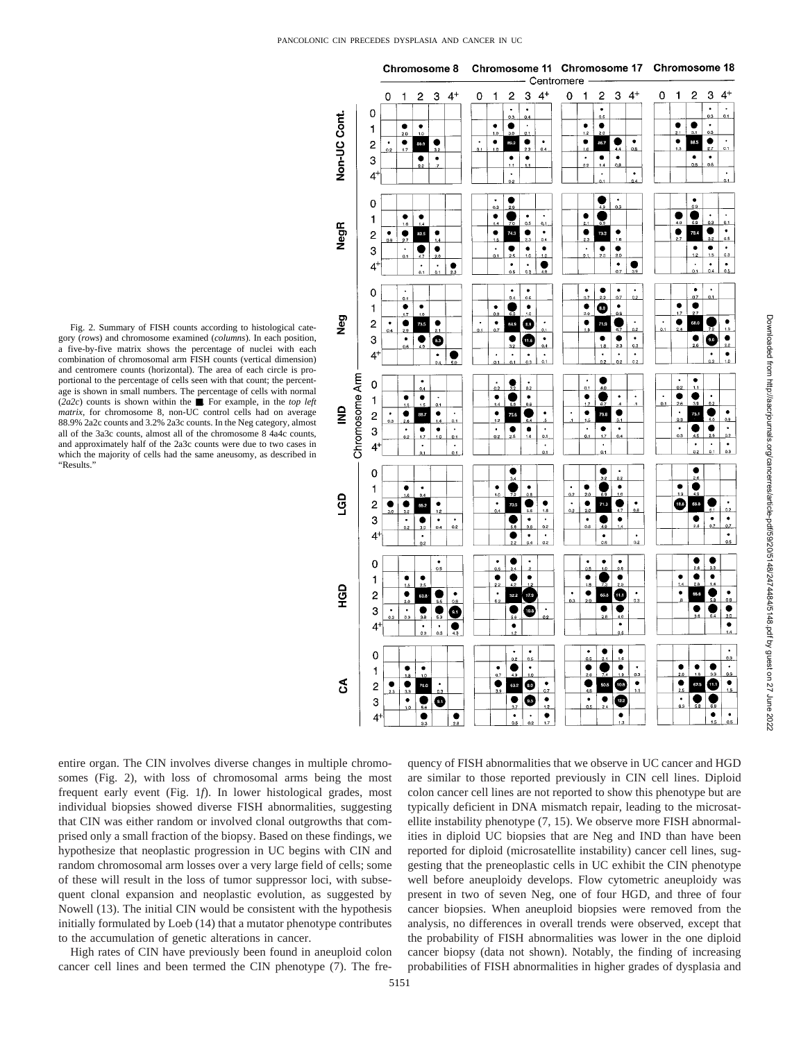Fig. 2. Summary of FISH counts according to histological category (*rows*) and chromosome examined (*columns*). In each position, a five-by-five matrix shows the percentage of nuclei with each combination of chromosomal arm FISH counts (vertical dimension) and centromere counts (horizontal). The area of each circle is proportional to the percentage of cells seen with that count; the percentage is shown in small numbers. The percentage of cells with normal (*2a2c*) counts is shown within the ■. For example, in the *top left matrix*, for chromosome 8, non-UC control cells had on average 88.9% 2a2c counts and 3.2% 2a3c counts. In the Neg category, almost all of the 3a3c counts, almost all of the chromosome 8 4a4c counts, and approximately half of the 2a3c counts were due to two cases in which the majority of cells had the same aneusomy, as described in "Results."

entire organ. The CIN involves diverse changes in multiple chromosomes (Fig. 2), with loss of chromosomal arms being the most frequent early event (Fig. 1*f*). In lower histological grades, most individual biopsies showed diverse FISH abnormalities, suggesting that CIN was either random or involved clonal outgrowths that comprised only a small fraction of the biopsy. Based on these findings, we hypothesize that neoplastic progression in UC begins with CIN and random chromosomal arm losses over a very large field of cells; some of these will result in the loss of tumor suppressor loci, with subsequent clonal expansion and neoplastic evolution, as suggested by Nowell (13). The initial CIN would be consistent with the hypothesis initially formulated by Loeb (14) that a mutator phenotype contributes to the accumulation of genetic alterations in cancer.

High rates of CIN have previously been found in aneuploid colon cancer cell lines and been termed the CIN phenotype (7). The frequency of FISH abnormalities that we observe in UC cancer and HGD are similar to those reported previously in CIN cell lines. Diploid colon cancer cell lines are not reported to show this phenotype but are typically deficient in DNA mismatch repair, leading to the microsatellite instability phenotype (7, 15). We observe more FISH abnormalities in diploid UC biopsies that are Neg and IND than have been reported for diploid (microsatellite instability) cancer cell lines, suggesting that the preneoplastic cells in UC exhibit the CIN phenotype well before aneuploidy develops. Flow cytometric aneuploidy was present in two of seven Neg, one of four HGD, and three of four cancer biopsies. When aneuploid biopsies were removed from the analysis, no differences in overall trends were observed, except that the probability of FISH abnormalities was lower in the one diploid cancer biopsy (data not shown). Notably, the finding of increasing probabilities of FISH abnormalities in higher grades of dysplasia and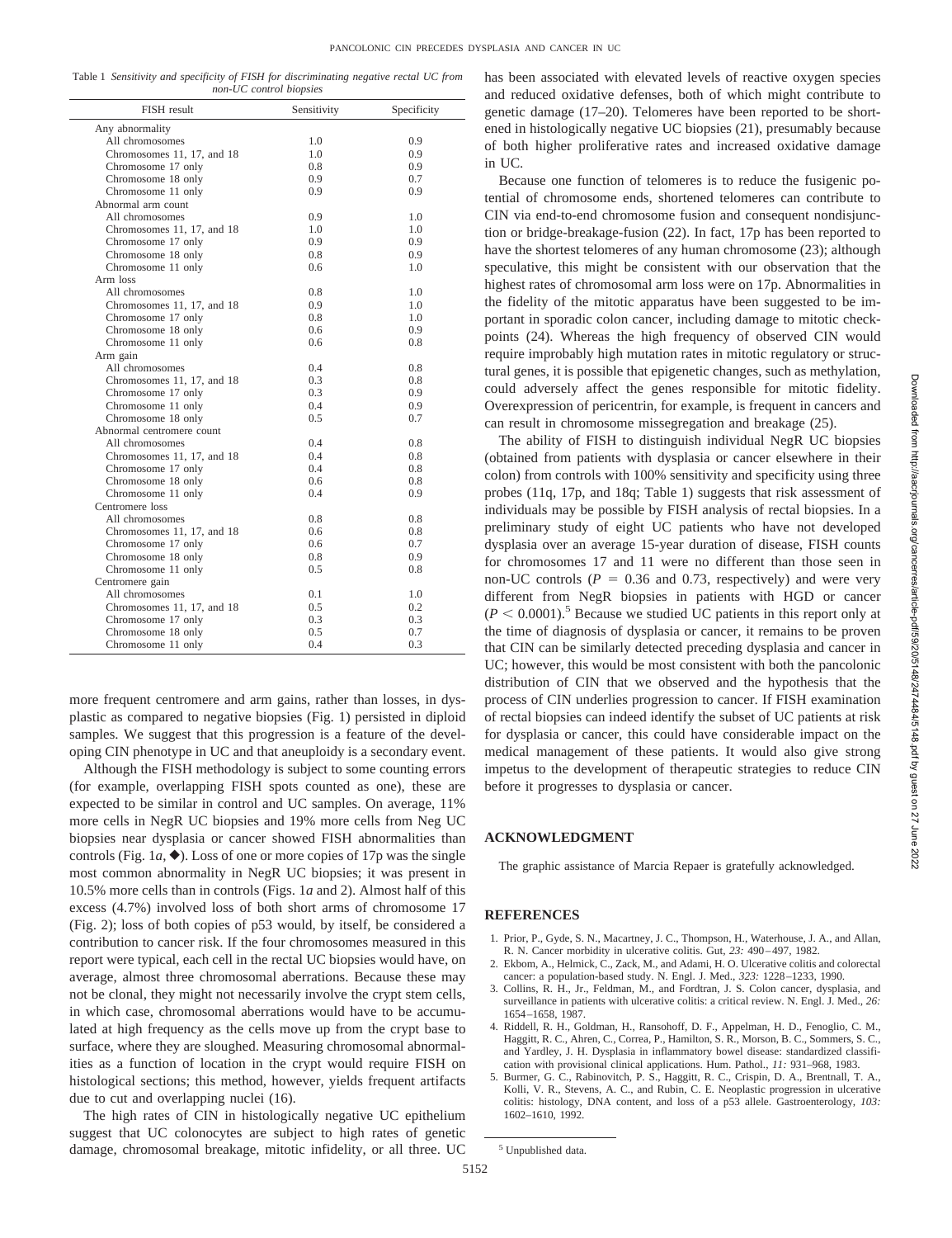Table 1 *Sensitivity and specificity of FISH for discriminating negative rectal UC from non-UC control biopsies*

| FISH result | Sensitivity | Specificity |
|---|---|---|
| Any abnormality | | |
| All chromosomes | 1.0 | 0.9 |
| Chromosomes 11, 17, and 18 | 1.0 | 0.9 |
| Chromosome 17 only | 0.8 | 0.9 |
| Chromosome 18 only | 0.9 | 0.7 |
| Chromosome 11 only | 0.9 | 0.9 |
| Abnormal arm count | | |
| All chromosomes | 0.9 | 1.0 |
| Chromosomes 11, 17, and 18 | 1.0 | 1.0 |
| Chromosome 17 only | 0.9 | 0.9 |
| Chromosome 18 only | 0.8 | 0.9 |
| Chromosome 11 only | 0.6 | 1.0 |
| Arm loss | | |
| All chromosomes | 0.8 | 1.0 |
| Chromosomes 11, 17, and 18 | 0.9 | 1.0 |
| Chromosome 17 only | 0.8 | 1.0 |
| Chromosome 18 only | 0.6 | 0.9 |
| Chromosome 11 only | 0.6 | 0.8 |
| Arm gain | | |
| All chromosomes | 0.4 | 0.8 |
| Chromosomes 11, 17, and 18 | 0.3 | 0.8 |
| Chromosome 17 only | 0.3 | 0.9 |
| Chromosome 11 only | 0.4 | 0.9 |
| Chromosome 18 only | 0.5 | 0.7 |
| Abnormal centromere count | | |
| All chromosomes | 0.4 | 0.8 |
| Chromosomes 11, 17, and 18 | 0.4 | 0.8 |
| Chromosome 17 only | 0.4 | 0.8 |
| Chromosome 18 only | 0.6 | 0.8 |
| Chromosome 11 only | 0.4 | 0.9 |
| Centromere loss | | |
| All chromosomes | 0.8 | 0.8 |
| Chromosomes 11, 17, and 18 | 0.6 | 0.8 |
| Chromosome 17 only | 0.6 | 0.7 |
| Chromosome 18 only | 0.8 | 0.9 |
| Chromosome 11 only | 0.5 | 0.8 |
| Centromere gain | | |
| All chromosomes | 0.1 | 1.0 |
| Chromosomes 11, 17, and 18 | 0.5 | 0.2 |
| Chromosome 17 only | 0.3 | 0.3 |
| Chromosome 18 only | 0.5 | 0.7 |
| Chromosome 11 only | 0.4 | 0.3 |

more frequent centromere and arm gains, rather than losses, in dysplastic as compared to negative biopsies (Fig. 1) persisted in diploid samples. We suggest that this progression is a feature of the developing CIN phenotype in UC and that aneuploidy is a secondary event.

Although the FISH methodology is subject to some counting errors (for example, overlapping FISH spots counted as one), these are expected to be similar in control and UC samples. On average, 11% more cells in NegR UC biopsies and 19% more cells from Neg UC biopsies near dysplasia or cancer showed FISH abnormalities than controls (Fig. 1*a*, ◆). Loss of one or more copies of 17p was the single most common abnormality in NegR UC biopsies; it was present in 10.5% more cells than in controls (Figs. 1*a* and 2). Almost half of this excess (4.7%) involved loss of both short arms of chromosome 17 (Fig. 2); loss of both copies of p53 would, by itself, be considered a contribution to cancer risk. If the four chromosomes measured in this report were typical, each cell in the rectal UC biopsies would have, on average, almost three chromosomal aberrations. Because these may not be clonal, they might not necessarily involve the crypt stem cells, in which case, chromosomal aberrations would have to be accumulated at high frequency as the cells move up from the crypt base to surface, where they are sloughed. Measuring chromosomal abnormalities as a function of location in the crypt would require FISH on histological sections; this method, however, yields frequent artifacts due to cut and overlapping nuclei (16).

The high rates of CIN in histologically negative UC epithelium suggest that UC colonocytes are subject to high rates of genetic damage, chromosomal breakage, mitotic infidelity, or all three. UC has been associated with elevated levels of reactive oxygen species and reduced oxidative defenses, both of which might contribute to genetic damage (17–20). Telomeres have been reported to be shortened in histologically negative UC biopsies (21), presumably because of both higher proliferative rates and increased oxidative damage in UC.

Because one function of telomeres is to reduce the fusigenic potential of chromosome ends, shortened telomeres can contribute to CIN via end-to-end chromosome fusion and consequent nondisjunction or bridge-breakage-fusion (22). In fact, 17p has been reported to have the shortest telomeres of any human chromosome (23); although speculative, this might be consistent with our observation that the highest rates of chromosomal arm loss were on 17p. Abnormalities in the fidelity of the mitotic apparatus have been suggested to be important in sporadic colon cancer, including damage to mitotic checkpoints (24). Whereas the high frequency of observed CIN would require improbably high mutation rates in mitotic regulatory or structural genes, it is possible that epigenetic changes, such as methylation, could adversely affect the genes responsible for mitotic fidelity. Overexpression of pericentrin, for example, is frequent in cancers and can result in chromosome missegregation and breakage (25).

The ability of FISH to distinguish individual NegR UC biopsies (obtained from patients with dysplasia or cancer elsewhere in their colon) from controls with 100% sensitivity and specificity using three probes (11q, 17p, and 18q; Table 1) suggests that risk assessment of individuals may be possible by FISH analysis of rectal biopsies. In a preliminary study of eight UC patients who have not developed dysplasia over an average 15-year duration of disease, FISH counts for chromosomes 17 and 11 were no different than those seen in non-UC controls ($P = 0.36$ and 0.73, respectively) and were very different from NegR biopsies in patients with HGD or cancer ($P < 0.0001$).[5] Because we studied UC patients in this report only at the time of diagnosis of dysplasia or cancer, it remains to be proven that CIN can be similarly detected preceding dysplasia and cancer in UC; however, this would be most consistent with both the pancolonic distribution of CIN that we observed and the hypothesis that the process of CIN underlies progression to cancer. If FISH examination of rectal biopsies can indeed identify the subset of UC patients at risk for dysplasia or cancer, this could have considerable impact on the medical management of these patients. It would also give strong impetus to the development of therapeutic strategies to reduce CIN before it progresses to dysplasia or cancer.

## ACKNOWLEDGMENT

The graphic assistance of Marcia Repaer is gratefully acknowledged.

## REFERENCES

1. Prior, P., Gyde, S. N., Macartney, J. C., Thompson, H., Waterhouse, J. A., and Allan, R. N. Cancer morbidity in ulcerative colitis. Gut, *23:* 490–497, 1982.
2. Ekbom, A., Helmick, C., Zack, M., and Adami, H. O. Ulcerative colitis and colorectal cancer: a population-based study. N. Engl. J. Med., *323:* 1228–1233, 1990.
3. Collins, R. H., Jr., Feldman, M., and Fordtran, J. S. Colon cancer, dysplasia, and surveillance in patients with ulcerative colitis: a critical review. N. Engl. J. Med., *26:* 1654–1658, 1987.
4. Riddell, R. H., Goldman, H., Ransohoff, D. F., Appelman, H. D., Fenoglio, C. M., Haggitt, R. C., Ahren, C., Correa, P., Hamilton, S. R., Morson, B. C., Sommers, S. C., and Yardley, J. H. Dysplasia in inflammatory bowel disease: standardized classification with provisional clinical applications. Hum. Pathol., *11:* 931–968, 1983.
5. Burmer, G. C., Rabinovitch, P. S., Haggitt, R. C., Crispin, D. A., Brentnall, T. A., Kolli, V. R., Stevens, A. C., and Rubin, C. E. Neoplastic progression in ulcerative colitis: histology, DNA content, and loss of a p53 allele. Gastroenterology, *103:* 1602–1610, 1992.

[5] Unpublished data.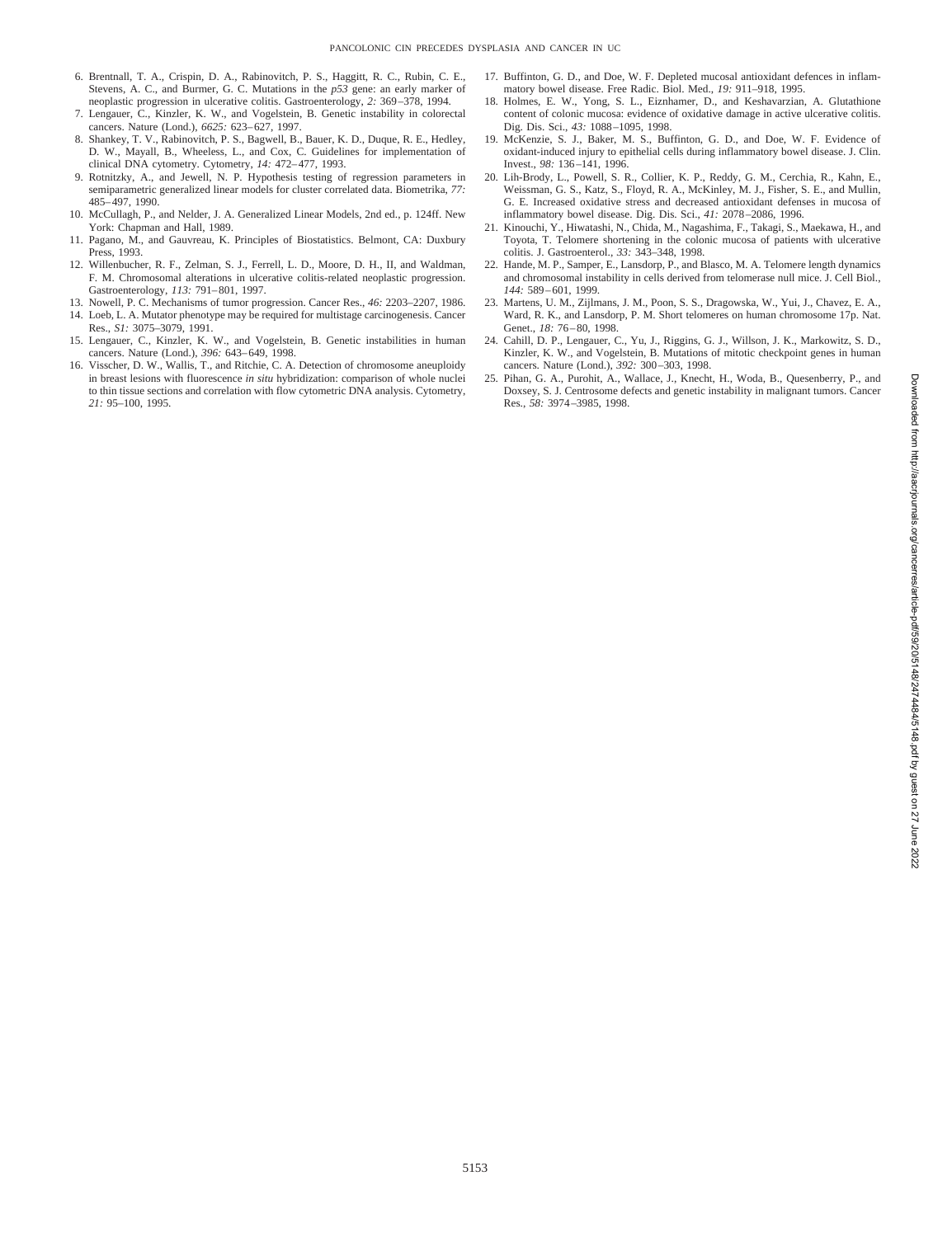6. Brentnall, T. A., Crispin, D. A., Rabinovitch, P. S., Haggitt, R. C., Rubin, C. E., Stevens, A. C., and Burmer, G. C. Mutations in the *p53* gene: an early marker of neoplastic progression in ulcerative colitis. Gastroenterology, *2:* 369–378, 1994.
7. Lengauer, C., Kinzler, K. W., and Vogelstein, B. Genetic instability in colorectal cancers. Nature (Lond.), *6625:* 623–627, 1997.
8. Shankey, T. V., Rabinovitch, P. S., Bagwell, B., Bauer, K. D., Duque, R. E., Hedley, D. W., Mayall, B., Wheeless, L., and Cox, C. Guidelines for implementation of clinical DNA cytometry. Cytometry, *14:* 472–477, 1993.
9. Rotnitzky, A., and Jewell, N. P. Hypothesis testing of regression parameters in semiparametric generalized linear models for cluster correlated data. Biometrika, *77:* 485–497, 1990.
10. McCullagh, P., and Nelder, J. A. Generalized Linear Models, 2nd ed., p. 124ff. New York: Chapman and Hall, 1989.
11. Pagano, M., and Gauvreau, K. Principles of Biostatistics. Belmont, CA: Duxbury Press, 1993.
12. Willenbucher, R. F., Zelman, S. J., Ferrell, L. D., Moore, D. H., II, and Waldman, F. M. Chromosomal alterations in ulcerative colitis-related neoplastic progression. Gastroenterology, *113:* 791–801, 1997.
13. Nowell, P. C. Mechanisms of tumor progression. Cancer Res., *46:* 2203–2207, 1986.
14. Loeb, L. A. Mutator phenotype may be required for multistage carcinogenesis. Cancer Res., *51:* 3075–3079, 1991.
15. Lengauer, C., Kinzler, K. W., and Vogelstein, B. Genetic instabilities in human cancers. Nature (Lond.), *396:* 643–649, 1998.
16. Visscher, D. W., Wallis, T., and Ritchie, C. A. Detection of chromosome aneuploidy in breast lesions with fluorescence *in situ* hybridization: comparison of whole nuclei to thin tissue sections and correlation with flow cytometric DNA analysis. Cytometry, *21:* 95–100, 1995.
17. Buffinton, G. D., and Doe, W. F. Depleted mucosal antioxidant defences in inflammatory bowel disease. Free Radic. Biol. Med., *19:* 911–918, 1995.
18. Holmes, E. W., Yong, S. L., Eiznhamer, D., and Keshavarzian, A. Glutathione content of colonic mucosa: evidence of oxidative damage in active ulcerative colitis. Dig. Dis. Sci., *43:* 1088–1095, 1998.
19. McKenzie, S. J., Baker, M. S., Buffinton, G. D., and Doe, W. F. Evidence of oxidant-induced injury to epithelial cells during inflammatory bowel disease. J. Clin. Invest., *98:* 136–141, 1996.
20. Lih-Brody, L., Powell, S. R., Collier, K. P., Reddy, G. M., Cerchia, R., Kahn, E., Weissman, G. S., Katz, S., Floyd, R. A., McKinley, M. J., Fisher, S. E., and Mullin, G. E. Increased oxidative stress and decreased antioxidant defenses in mucosa of inflammatory bowel disease. Dig. Dis. Sci., *41:* 2078–2086, 1996.
21. Kinouchi, Y., Hiwatashi, N., Chida, M., Nagashima, F., Takagi, S., Maekawa, H., and Toyota, T. Telomere shortening in the colonic mucosa of patients with ulcerative colitis. J. Gastroenterol., *33:* 343–348, 1998.
22. Hande, M. P., Samper, E., Lansdorp, P., and Blasco, M. A. Telomere length dynamics and chromosomal instability in cells derived from telomerase null mice. J. Cell Biol., *144:* 589–601, 1999.
23. Martens, U. M., Zijlmans, J. M., Poon, S. S., Dragowska, W., Yui, J., Chavez, E. A., Ward, R. K., and Lansdorp, P. M. Short telomeres on human chromosome 17p. Nat. Genet., *18:* 76–80, 1998.
24. Cahill, D. P., Lengauer, C., Yu, J., Riggins, G. J., Willson, J. K., Markowitz, S. D., Kinzler, K. W., and Vogelstein, B. Mutations of mitotic checkpoint genes in human cancers. Nature (Lond.), *392:* 300–303, 1998.
25. Pihan, G. A., Purohit, A., Wallace, J., Knecht, H., Woda, B., Quesenberry, P., and Doxsey, S. J. Centrosome defects and genetic instability in malignant tumors. Cancer Res., *58:* 3974–3985, 1998.